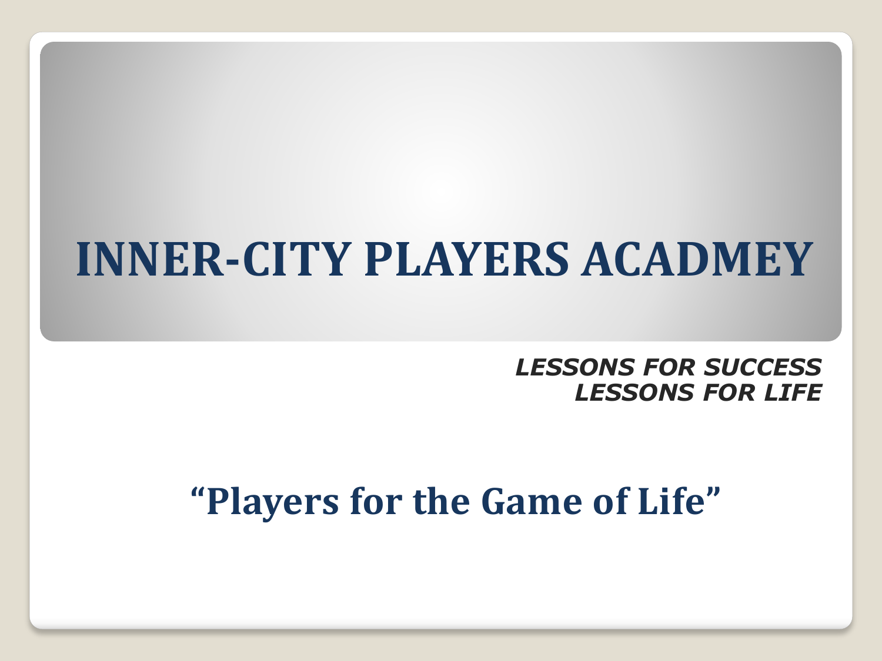# INNER-CITY PLAYERS ACADMEY

***LESSONS FOR SUCCESS***
***LESSONS FOR LIFE***

## "Players for the Game of Life"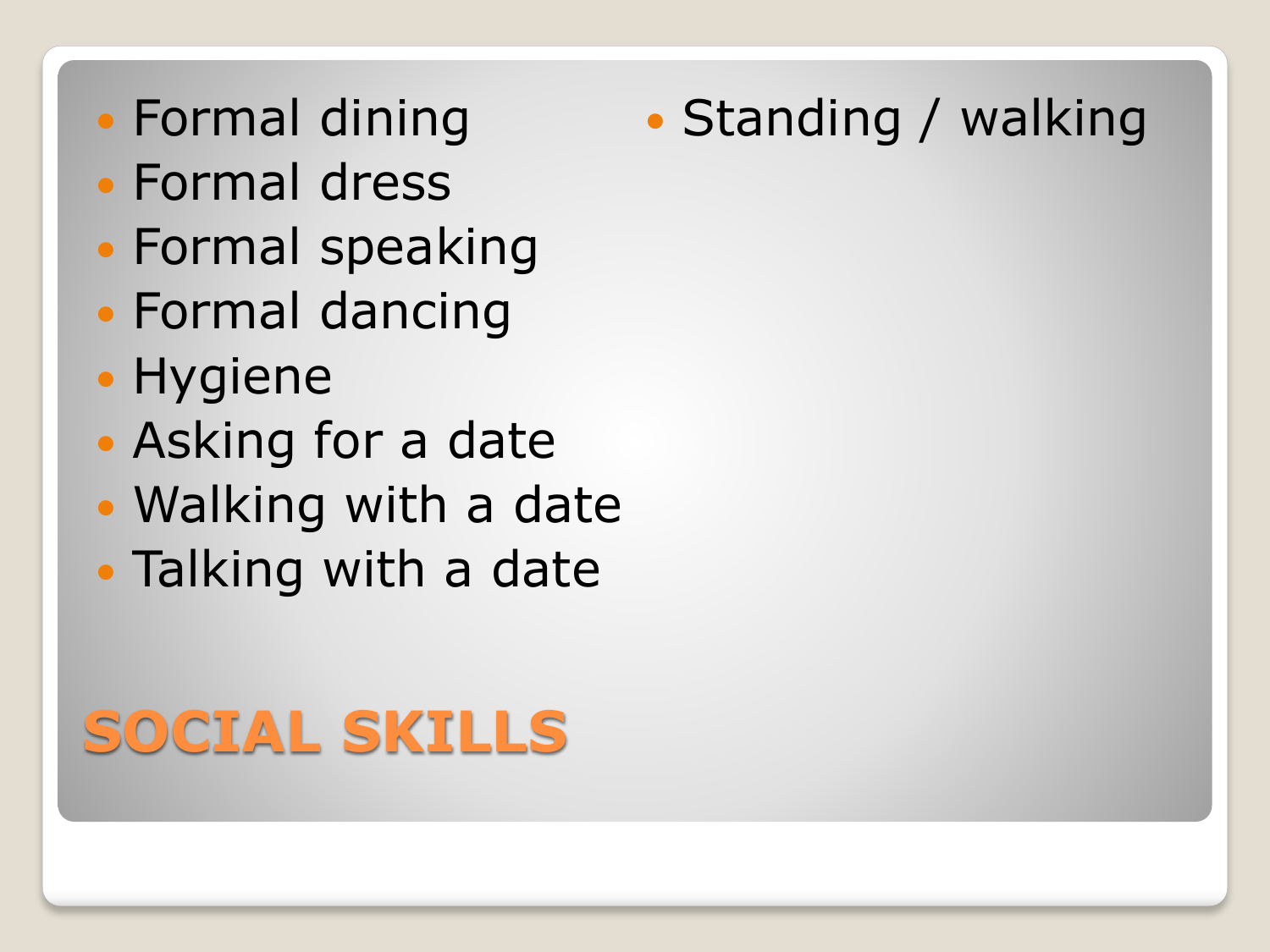# SOCIAL SKILLS

- Formal dining
- Formal dress
- Formal speaking
- Formal dancing
- Hygiene
- Asking for a date
- Walking with a date
- Talking with a date
- Standing / walking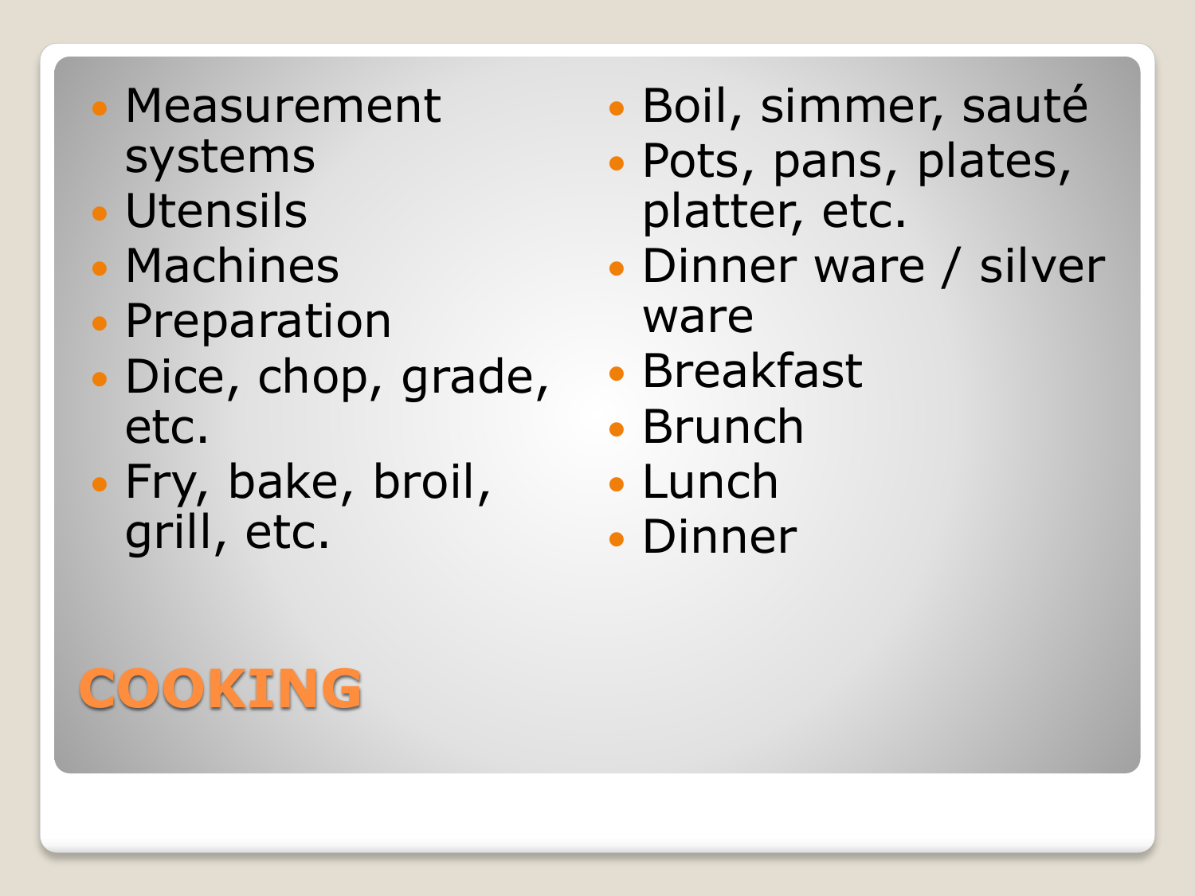# COOKING

- Measurement systems
- Utensils
- Machines
- Preparation
- Dice, chop, grade, etc.
- Fry, bake, broil, grill, etc.
- Boil, simmer, sauté
- Pots, pans, plates, platter, etc.
- Dinner ware / silver ware
- Breakfast
- Brunch
- Lunch
- Dinner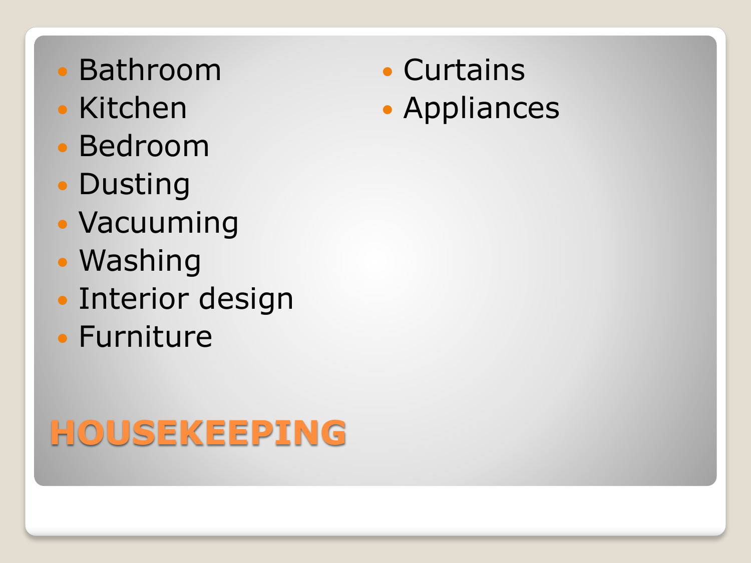# HOUSEKEEPING

- Bathroom
- Kitchen
- Bedroom
- Dusting
- Vacuuming
- Washing
- Interior design
- Furniture
- Curtains
- Appliances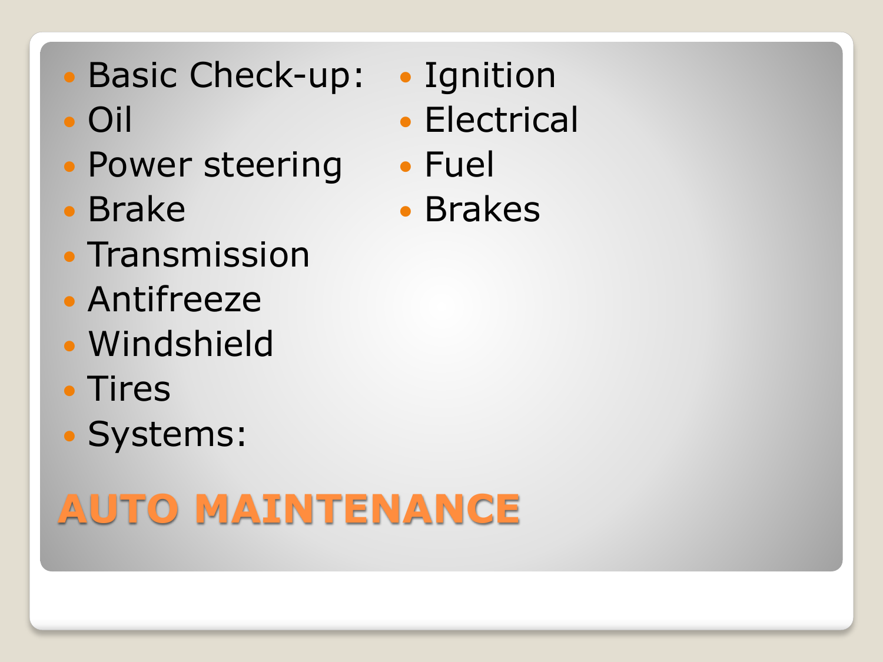# AUTO MAINTENANCE

- Basic Check-up:
- Oil
- Power steering
- Brake
- Transmission
- Antifreeze
- Windshield
- Tires
- Systems:
- Ignition
- Electrical
- Fuel
- Brakes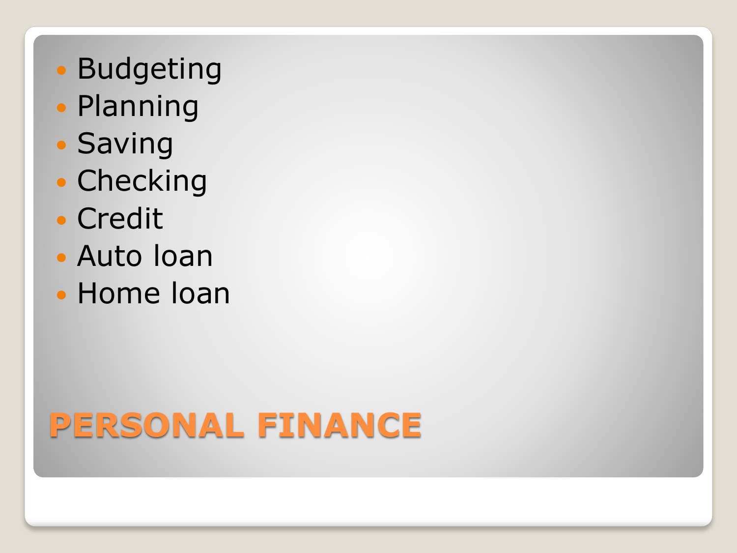- Budgeting
- Planning
- Saving
- Checking
- Credit
- Auto loan
- Home loan

# PERSONAL FINANCE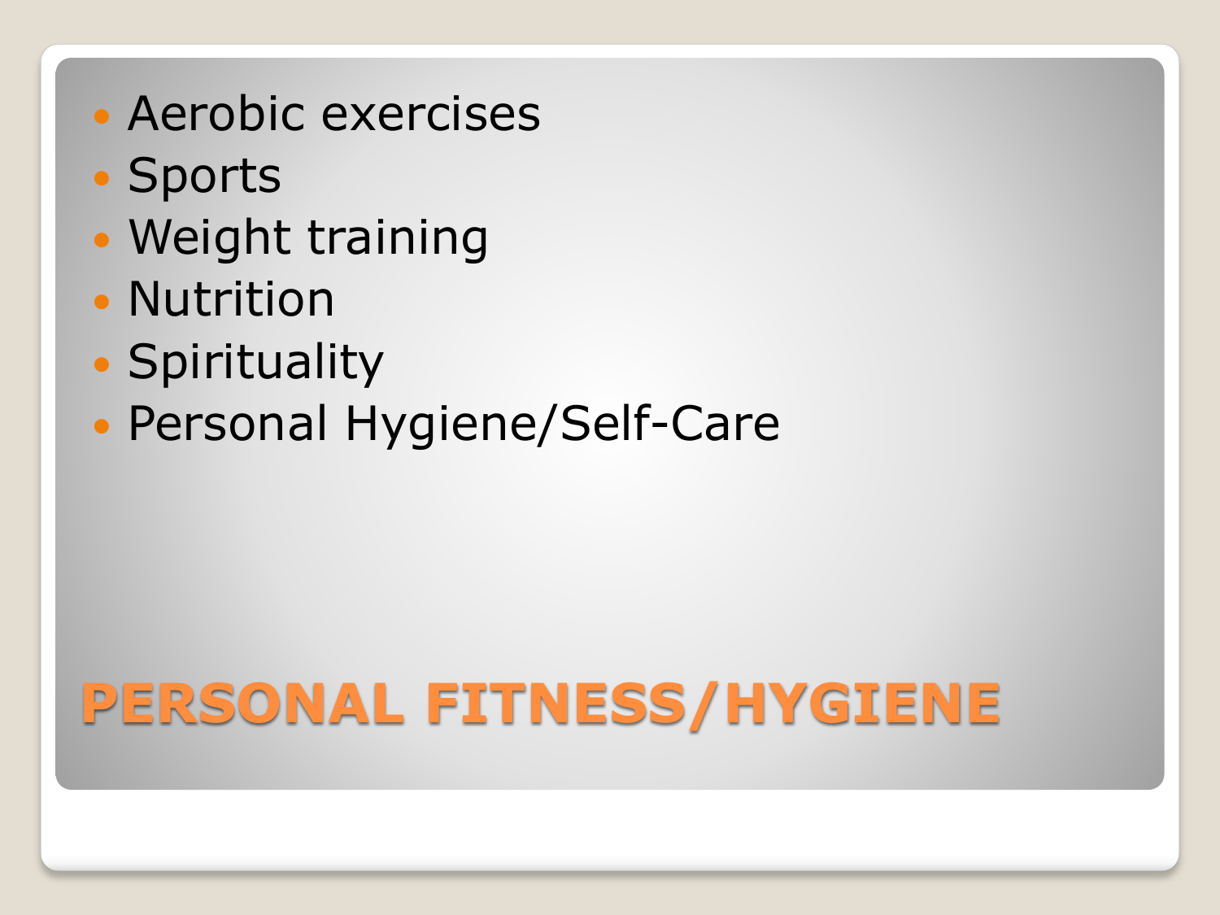# PERSONAL FITNESS/HYGIENE

- Aerobic exercises
- Sports
- Weight training
- Nutrition
- Spirituality
- Personal Hygiene/Self-Care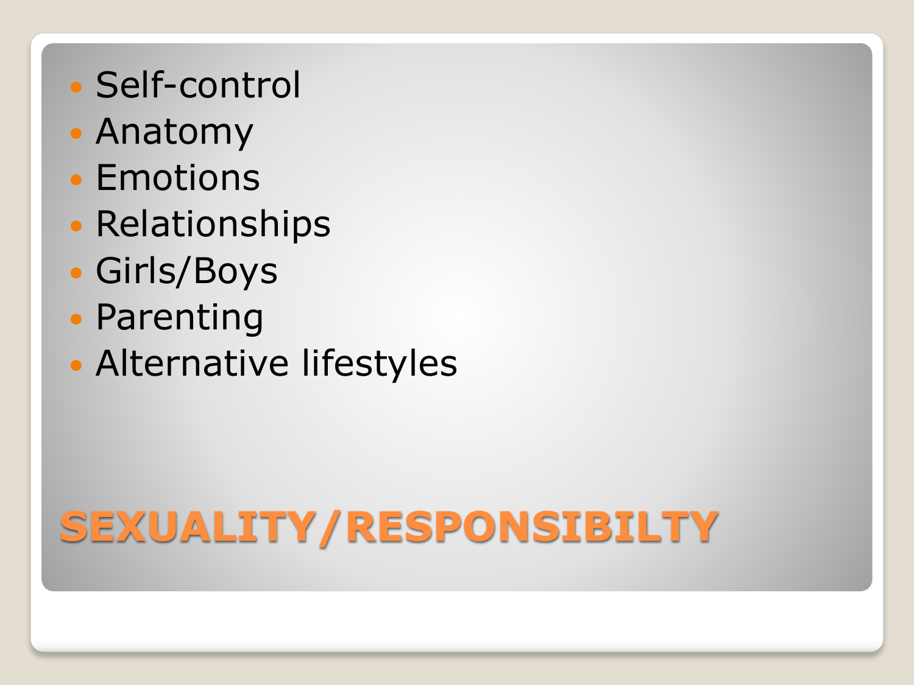- Self-control
- Anatomy
- Emotions
- Relationships
- Girls/Boys
- Parenting
- Alternative lifestyles

# SEXUALITY/RESPONSIBILTY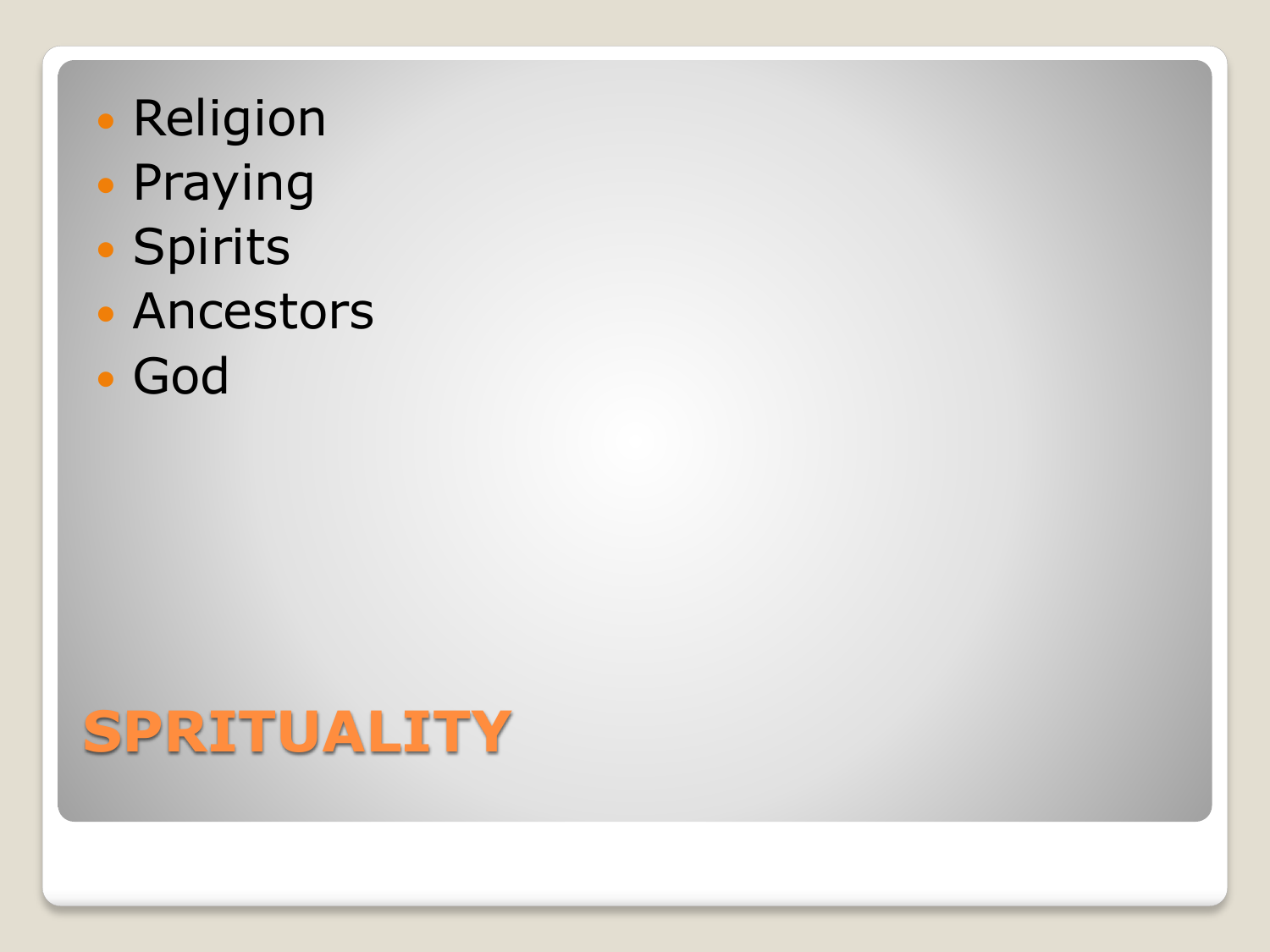# SPRITUALITY

- Religion
- Praying
- Spirits
- Ancestors
- God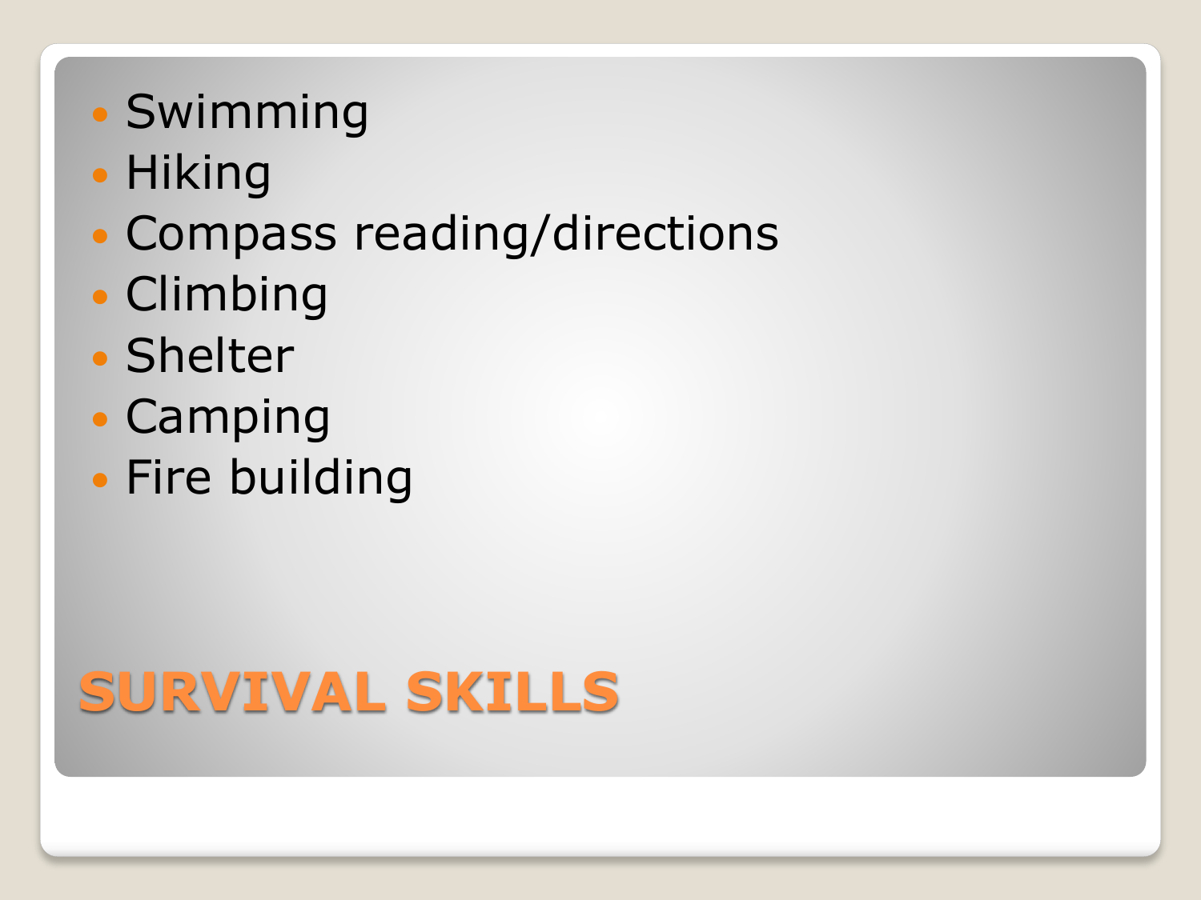- Swimming
- Hiking
- Compass reading/directions
- Climbing
- Shelter
- Camping
- Fire building

# SURVIVAL SKILLS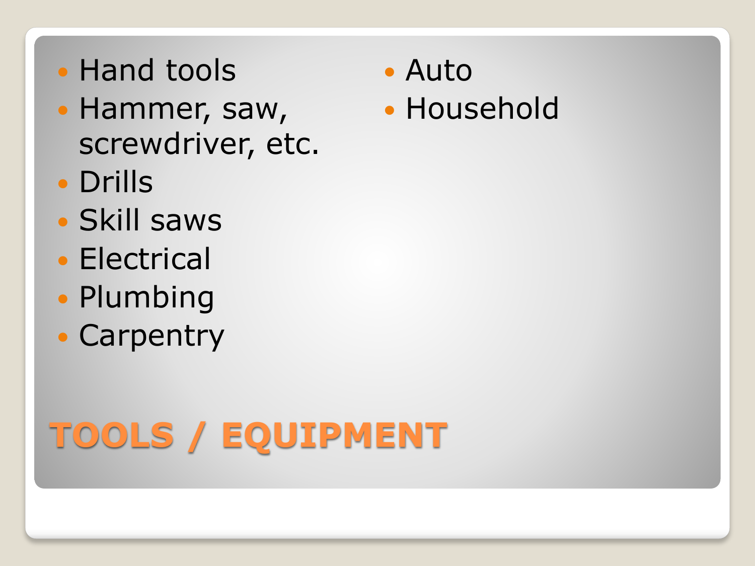# TOOLS / EQUIPMENT

- Hand tools
- Hammer, saw, screwdriver, etc.
- Drills
- Skill saws
- Electrical
- Plumbing
- Carpentry
- Auto
- Household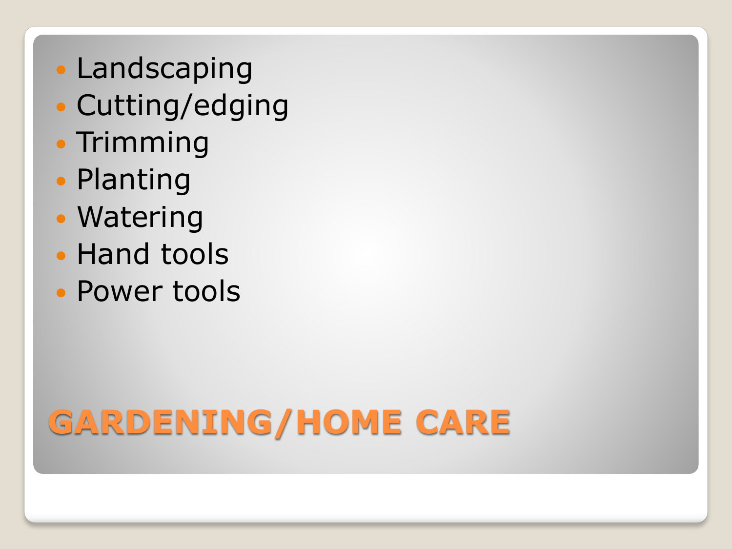- Landscaping
- Cutting/edging
- Trimming
- Planting
- Watering
- Hand tools
- Power tools

# GARDENING/HOME CARE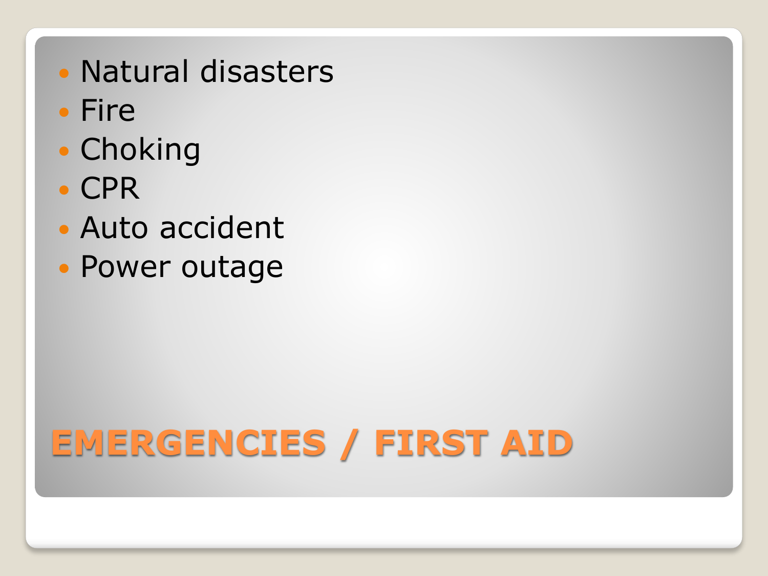# EMERGENCIES / FIRST AID

- Natural disasters
- Fire
- Choking
- CPR
- Auto accident
- Power outage